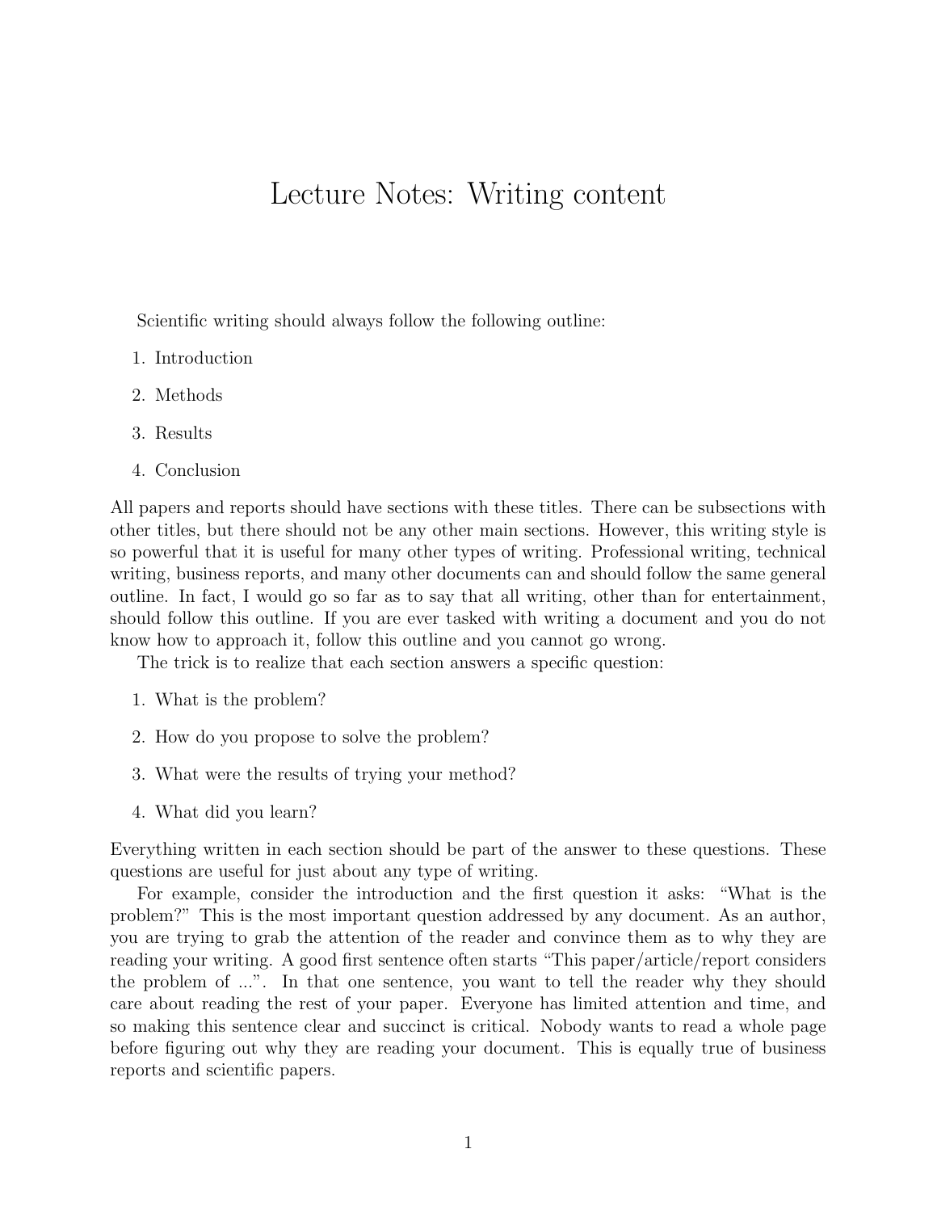# Lecture Notes: Writing content

Scientific writing should always follow the following outline:

1. Introduction
2. Methods
3. Results
4. Conclusion

All papers and reports should have sections with these titles. There can be subsections with other titles, but there should not be any other main sections. However, this writing style is so powerful that it is useful for many other types of writing. Professional writing, technical writing, business reports, and many other documents can and should follow the same general outline. In fact, I would go so far as to say that all writing, other than for entertainment, should follow this outline. If you are ever tasked with writing a document and you do not know how to approach it, follow this outline and you cannot go wrong.

The trick is to realize that each section answers a specific question:

1. What is the problem?
2. How do you propose to solve the problem?
3. What were the results of trying your method?
4. What did you learn?

Everything written in each section should be part of the answer to these questions. These questions are useful for just about any type of writing.

For example, consider the introduction and the first question it asks: "What is the problem?" This is the most important question addressed by any document. As an author, you are trying to grab the attention of the reader and convince them as to why they are reading your writing. A good first sentence often starts "This paper/article/report considers the problem of ...". In that one sentence, you want to tell the reader why they should care about reading the rest of your paper. Everyone has limited attention and time, and so making this sentence clear and succinct is critical. Nobody wants to read a whole page before figuring out why they are reading your document. This is equally true of business reports and scientific papers.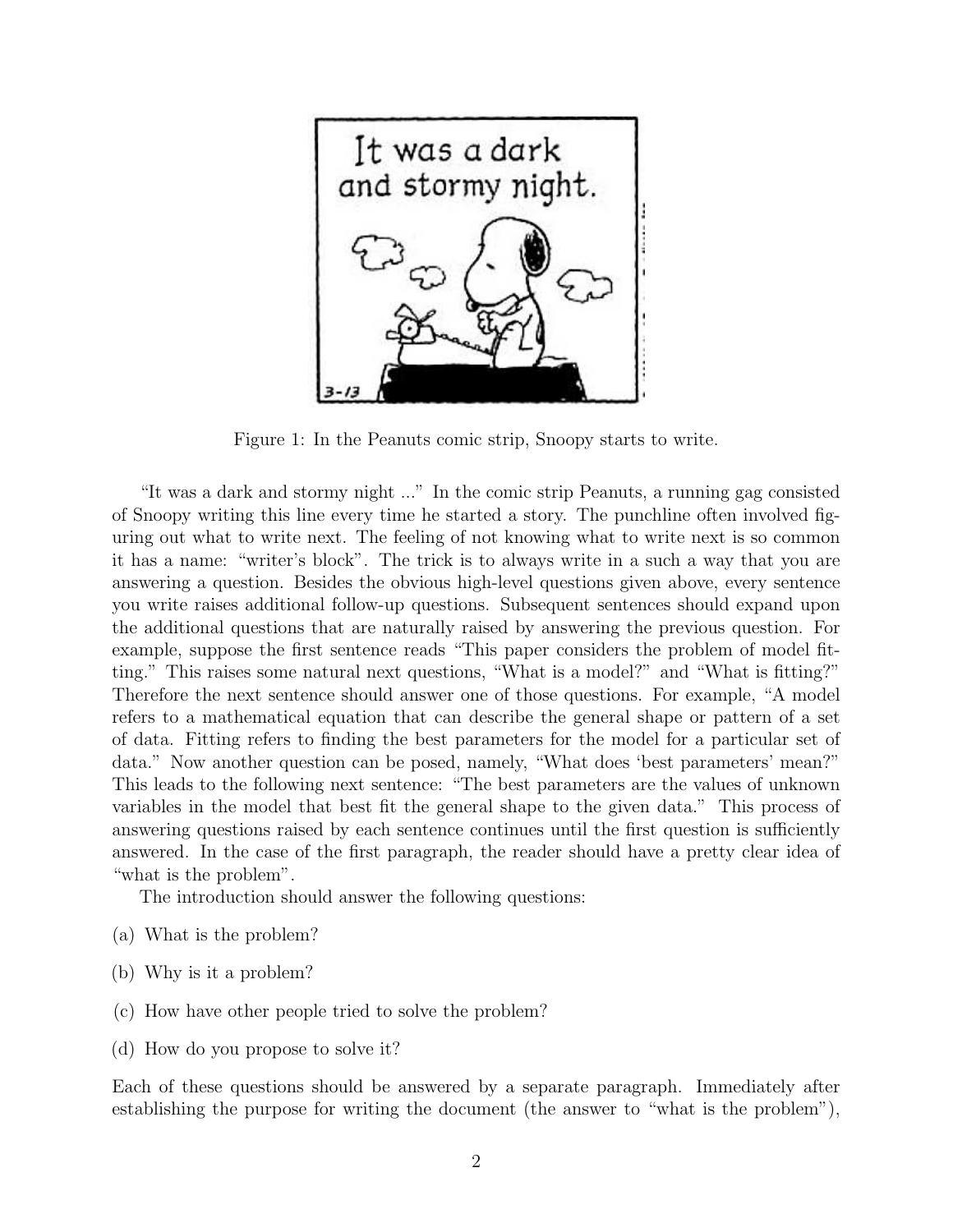Figure 1: In the Peanuts comic strip, Snoopy starts to write.

"It was a dark and stormy night ..." In the comic strip Peanuts, a running gag consisted of Snoopy writing this line every time he started a story. The punchline often involved figuring out what to write next. The feeling of not knowing what to write next is so common it has a name: "writer's block". The trick is to always write in a such a way that you are answering a question. Besides the obvious high-level questions given above, every sentence you write raises additional follow-up questions. Subsequent sentences should expand upon the additional questions that are naturally raised by answering the previous question. For example, suppose the first sentence reads "This paper considers the problem of model fitting." This raises some natural next questions, "What is a model?" and "What is fitting?" Therefore the next sentence should answer one of those questions. For example, "A model refers to a mathematical equation that can describe the general shape or pattern of a set of data. Fitting refers to finding the best parameters for the model for a particular set of data." Now another question can be posed, namely, "What does 'best parameters' mean?" This leads to the following next sentence: "The best parameters are the values of unknown variables in the model that best fit the general shape to the given data." This process of answering questions raised by each sentence continues until the first question is sufficiently answered. In the case of the first paragraph, the reader should have a pretty clear idea of "what is the problem".

The introduction should answer the following questions:

(a) What is the problem?

(b) Why is it a problem?

(c) How have other people tried to solve the problem?

(d) How do you propose to solve it?

Each of these questions should be answered by a separate paragraph. Immediately after establishing the purpose for writing the document (the answer to "what is the problem"),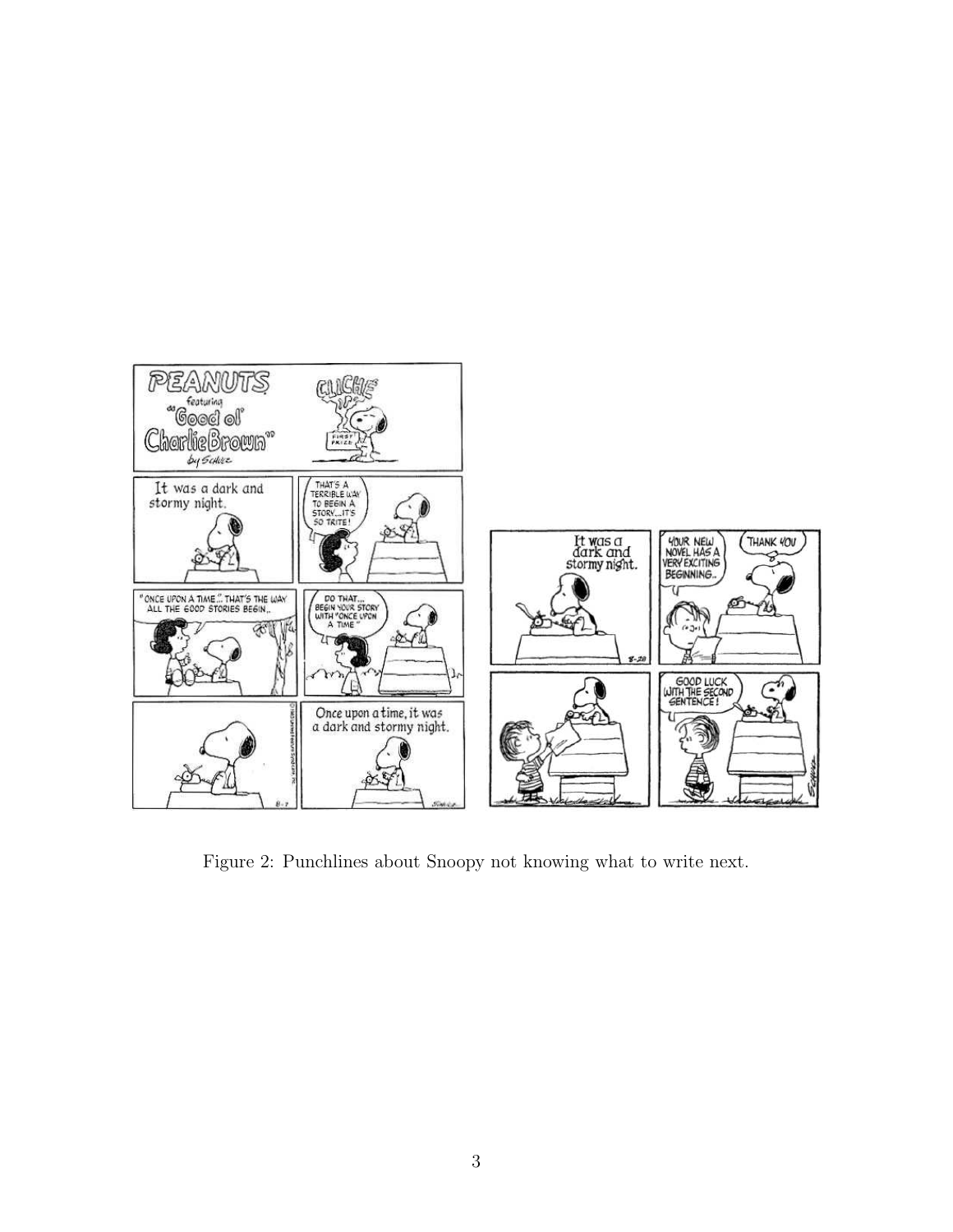Figure 2: Punchlines about Snoopy not knowing what to write next.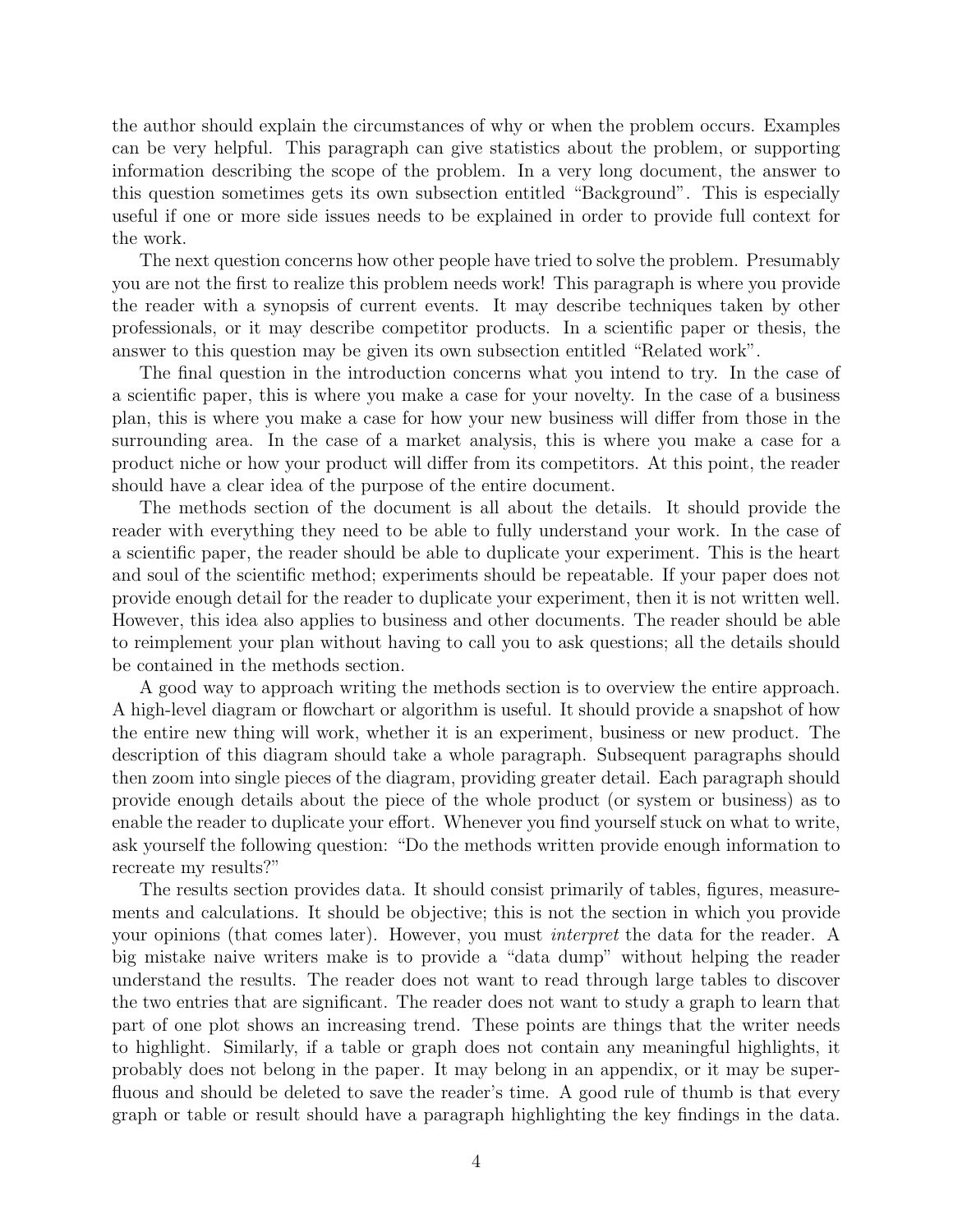the author should explain the circumstances of why or when the problem occurs. Examples can be very helpful. This paragraph can give statistics about the problem, or supporting information describing the scope of the problem. In a very long document, the answer to this question sometimes gets its own subsection entitled "Background". This is especially useful if one or more side issues needs to be explained in order to provide full context for the work.

The next question concerns how other people have tried to solve the problem. Presumably you are not the first to realize this problem needs work! This paragraph is where you provide the reader with a synopsis of current events. It may describe techniques taken by other professionals, or it may describe competitor products. In a scientific paper or thesis, the answer to this question may be given its own subsection entitled "Related work".

The final question in the introduction concerns what you intend to try. In the case of a scientific paper, this is where you make a case for your novelty. In the case of a business plan, this is where you make a case for how your new business will differ from those in the surrounding area. In the case of a market analysis, this is where you make a case for a product niche or how your product will differ from its competitors. At this point, the reader should have a clear idea of the purpose of the entire document.

The methods section of the document is all about the details. It should provide the reader with everything they need to be able to fully understand your work. In the case of a scientific paper, the reader should be able to duplicate your experiment. This is the heart and soul of the scientific method; experiments should be repeatable. If your paper does not provide enough detail for the reader to duplicate your experiment, then it is not written well. However, this idea also applies to business and other documents. The reader should be able to reimplement your plan without having to call you to ask questions; all the details should be contained in the methods section.

A good way to approach writing the methods section is to overview the entire approach. A high-level diagram or flowchart or algorithm is useful. It should provide a snapshot of how the entire new thing will work, whether it is an experiment, business or new product. The description of this diagram should take a whole paragraph. Subsequent paragraphs should then zoom into single pieces of the diagram, providing greater detail. Each paragraph should provide enough details about the piece of the whole product (or system or business) as to enable the reader to duplicate your effort. Whenever you find yourself stuck on what to write, ask yourself the following question: "Do the methods written provide enough information to recreate my results?"

The results section provides data. It should consist primarily of tables, figures, measurements and calculations. It should be objective; this is not the section in which you provide your opinions (that comes later). However, you must *interpret* the data for the reader. A big mistake naive writers make is to provide a "data dump" without helping the reader understand the results. The reader does not want to read through large tables to discover the two entries that are significant. The reader does not want to study a graph to learn that part of one plot shows an increasing trend. These points are things that the writer needs to highlight. Similarly, if a table or graph does not contain any meaningful highlights, it probably does not belong in the paper. It may belong in an appendix, or it may be superfluous and should be deleted to save the reader's time. A good rule of thumb is that every graph or table or result should have a paragraph highlighting the key findings in the data.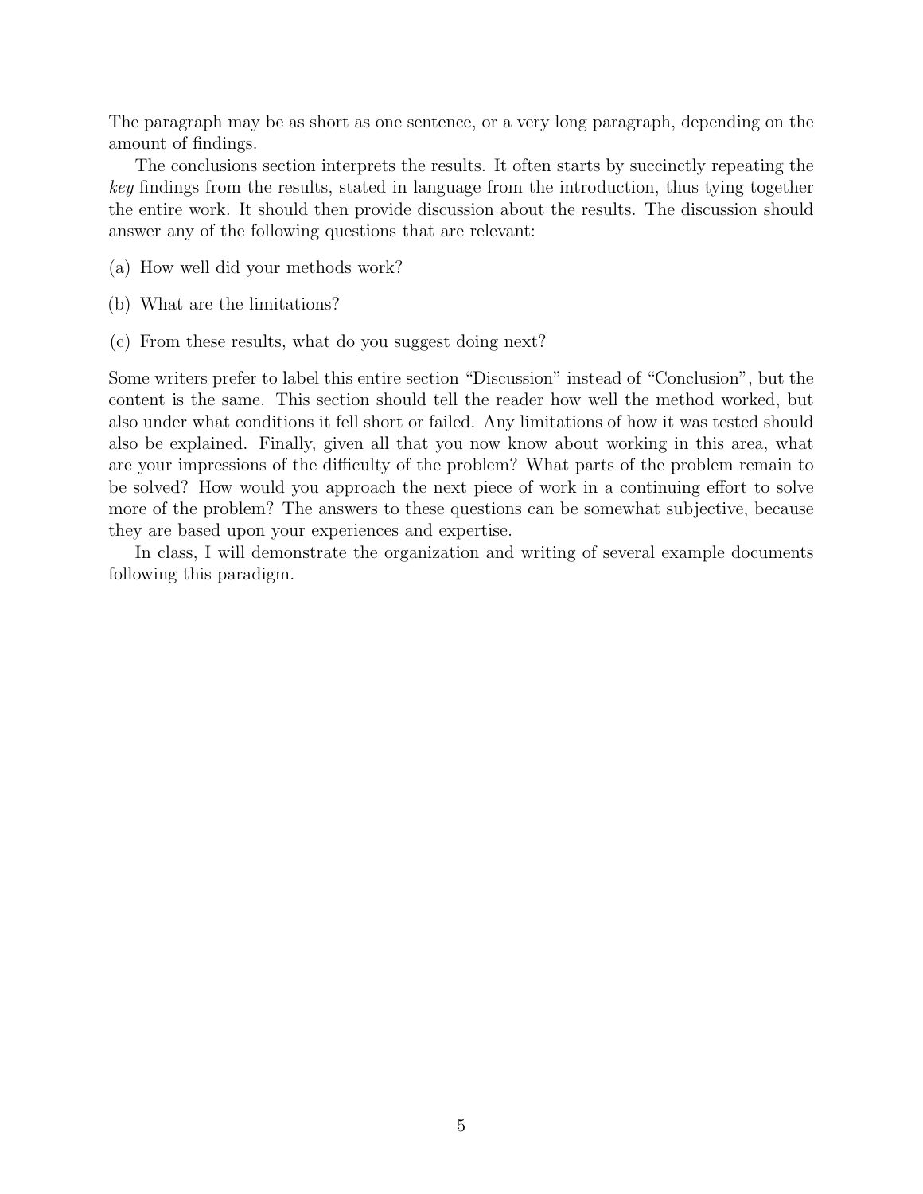The paragraph may be as short as one sentence, or a very long paragraph, depending on the amount of findings.

The conclusions section interprets the results. It often starts by succinctly repeating the *key* findings from the results, stated in language from the introduction, thus tying together the entire work. It should then provide discussion about the results. The discussion should answer any of the following questions that are relevant:

(a) How well did your methods work?

(b) What are the limitations?

(c) From these results, what do you suggest doing next?

Some writers prefer to label this entire section "Discussion" instead of "Conclusion", but the content is the same. This section should tell the reader how well the method worked, but also under what conditions it fell short or failed. Any limitations of how it was tested should also be explained. Finally, given all that you now know about working in this area, what are your impressions of the difficulty of the problem? What parts of the problem remain to be solved? How would you approach the next piece of work in a continuing effort to solve more of the problem? The answers to these questions can be somewhat subjective, because they are based upon your experiences and expertise.

In class, I will demonstrate the organization and writing of several example documents following this paradigm.